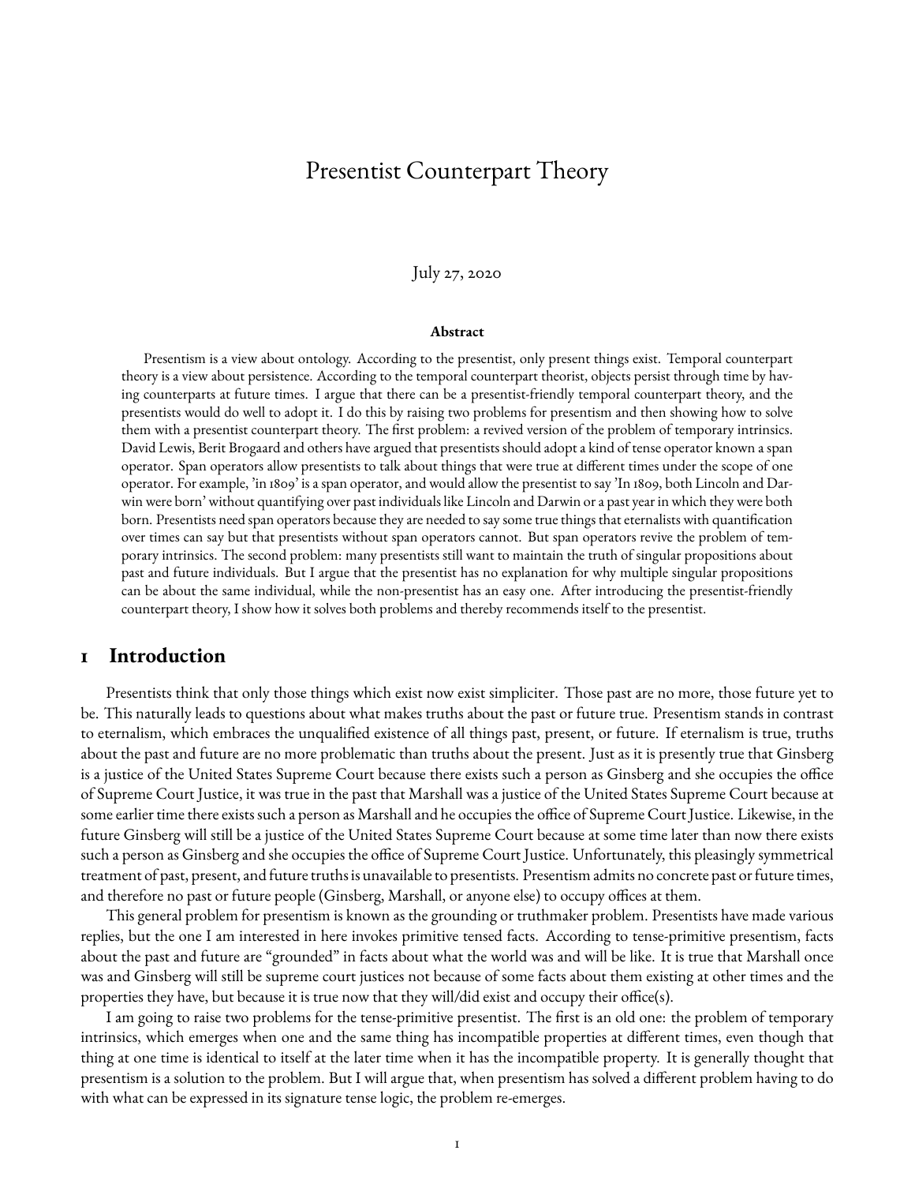# Presentist Counterpart Theory

July 27, 2020

### Abstract

Presentism is a view about ontology. According to the presentist, only present things exist. Temporal counterpart theory is a view about persistence. According to the temporal counterpart theorist, objects persist through time by having counterparts at future times. I argue that there can be a presentist-friendly temporal counterpart theory, and the presentists would do well to adopt it. I do this by raising two problems for presentism and then showing how to solve them with a presentist counterpart theory. The first problem: a revived version of the problem of temporary intrinsics. David Lewis, Berit Brogaard and others have argued that presentists should adopt a kind of tense operator known a span operator. Span operators allow presentists to talk about things that were true at different times under the scope of one operator. For example, 'in 1809' is a span operator, and would allow the presentist to say 'In 1809, both Lincoln and Darwin were born' without quantifying over past individuals like Lincoln and Darwin or a past year in which they were both born. Presentists need span operators because they are needed to say some true things that eternalists with quantification over times can say but that presentists without span operators cannot. But span operators revive the problem of temporary intrinsics. The second problem: many presentists still want to maintain the truth of singular propositions about past and future individuals. But I argue that the presentist has no explanation for why multiple singular propositions can be about the same individual, while the non-presentist has an easy one. After introducing the presentist-friendly counterpart theory, I show how it solves both problems and thereby recommends itself to the presentist.

## 1 Introduction

Presentists think that only those things which exist now exist simpliciter. Those past are no more, those future yet to be. This naturally leads to questions about what makes truths about the past or future true. Presentism stands in contrast to eternalism, which embraces the unqualified existence of all things past, present, or future. If eternalism is true, truths about the past and future are no more problematic than truths about the present. Just as it is presently true that Ginsberg is a justice of the United States Supreme Court because there exists such a person as Ginsberg and she occupies the office of Supreme Court Justice, it was true in the past that Marshall was a justice of the United States Supreme Court because at some earlier time there exists such a person as Marshall and he occupies the office of Supreme Court Justice. Likewise, in the future Ginsberg will still be a justice of the United States Supreme Court because at some time later than now there exists such a person as Ginsberg and she occupies the office of Supreme Court Justice. Unfortunately, this pleasingly symmetrical treatment of past, present, and future truths is unavailable to presentists. Presentism admits no concrete past or future times, and therefore no past or future people (Ginsberg, Marshall, or anyone else) to occupy offices at them.

This general problem for presentism is known as the grounding or truthmaker problem. Presentists have made various replies, but the one I am interested in here invokes primitive tensed facts. According to tense-primitive presentism, facts about the past and future are "grounded" in facts about what the world was and will be like. It is true that Marshall once was and Ginsberg will still be supreme court justices not because of some facts about them existing at other times and the properties they have, but because it is true now that they will/did exist and occupy their office(s).

I am going to raise two problems for the tense-primitive presentist. The first is an old one: the problem of temporary intrinsics, which emerges when one and the same thing has incompatible properties at different times, even though that thing at one time is identical to itself at the later time when it has the incompatible property. It is generally thought that presentism is a solution to the problem. But I will argue that, when presentism has solved a different problem having to do with what can be expressed in its signature tense logic, the problem re-emerges.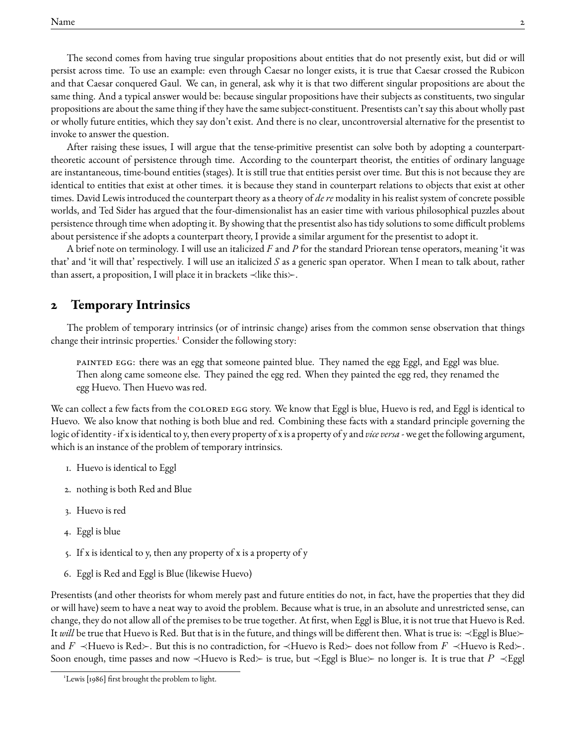The second comes from having true singular propositions about entities that do not presently exist, but did or will persist across time. To use an example: even through Caesar no longer exists, it is true that Caesar crossed the Rubicon and that Caesar conquered Gaul. We can, in general, ask why it is that two different singular propositions are about the same thing. And a typical answer would be: because singular propositions have their subjects as constituents, two singular propositions are about the same thing if they have the same subject-constituent. Presentists can't say this about wholly past or wholly future entities, which they say don't exist. And there is no clear, uncontroversial alternative for the presentist to invoke to answer the question.

After raising these issues, I will argue that the tense-primitive presentist can solve both by adopting a counterpart-theoretic account of persistence through time. According to the counterpart theorist, the entities of ordinary language are instantaneous, time-bound entities (stages). It is still true that entities persist over time. But this is not because they are identical to entities that exist at other times. it is because they stand in counterpart relations to objects that exist at other times. David Lewis introduced the counterpart theory as a theory of *de re* modality in his realist system of concrete possible worlds, and Ted Sider has argued that the four-dimensionalist has an easier time with various philosophical puzzles about persistence through time when adopting it. By showing that the presentist also has tidy solutions to some difficult problems about persistence if she adopts a counterpart theory, I provide a similar argument for the presentist to adopt it.

A brief note on terminology. I will use an italicized *F* and *P* for the standard Priorean tense operators, meaning 'it was that' and 'it will that' respectively. I will use an italicized *S* as a generic span operator. When I mean to talk about, rather than assert, a proposition, I will place it in brackets ≺like this≻.

## 2 Temporary Intrinsics

The problem of temporary intrinsics (or of intrinsic change) arises from the common sense observation that things change their intrinsic properties.[1] Consider the following story:

> PAINTED EGG: there was an egg that someone painted blue. They named the egg Eggl, and Eggl was blue. Then along came someone else. They pained the egg red. When they painted the egg red, they renamed the egg Huevo. Then Huevo was red.

We can collect a few facts from the COLORED EGG story. We know that Eggl is blue, Huevo is red, and Eggl is identical to Huevo. We also know that nothing is both blue and red. Combining these facts with a standard principle governing the logic of identity - if x is identical to y, then every property of x is a property of y and *vice versa* - we get the following argument, which is an instance of the problem of temporary intrinsics.

1. Huevo is identical to Eggl
2. nothing is both Red and Blue
3. Huevo is red
4. Eggl is blue
5. If x is identical to y, then any property of x is a property of y
6. Eggl is Red and Eggl is Blue (likewise Huevo)

Presentists (and other theorists for whom merely past and future entities do not, in fact, have the properties that they did or will have) seem to have a neat way to avoid the problem. Because what is true, in an absolute and unrestricted sense, can change, they do not allow all of the premises to be true together. At first, when Eggl is Blue, it is not true that Huevo is Red. It *will* be true that Huevo is Red. But that is in the future, and things will be different then. What is true is: ≺Eggl is Blue≻ and $F$ ≺Huevo is Red≻. But this is no contradiction, for ≺Huevo is Red≻ does not follow from $F$ ≺Huevo is Red≻. Soon enough, time passes and now ≺Huevo is Red≻ is true, but ≺Eggl is Blue≻ no longer is. It is true that $P$ ≺Eggl

[1] Lewis [1986] first brought the problem to light.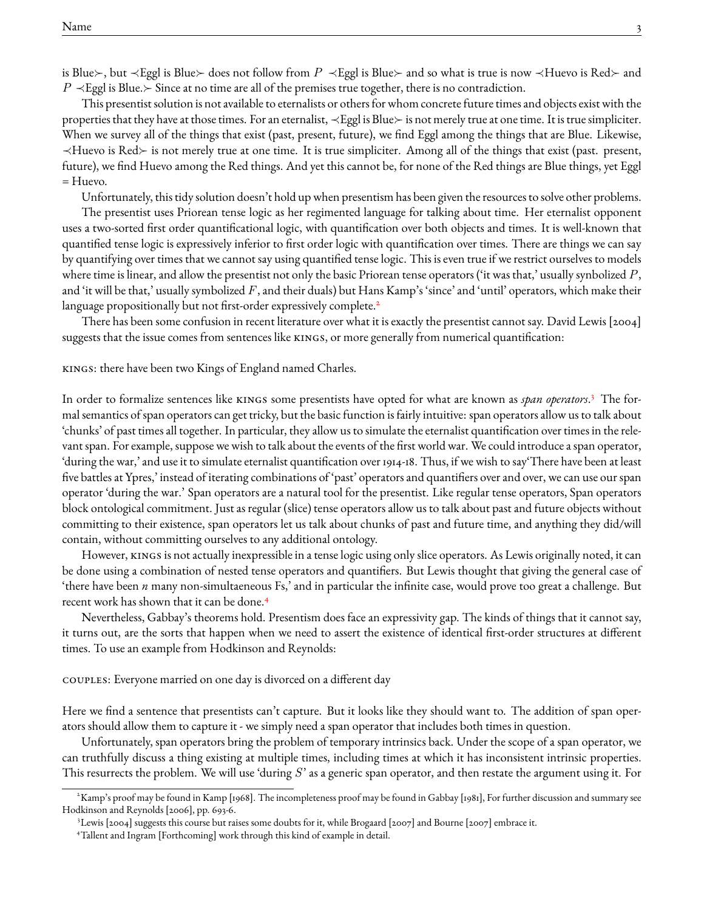is Blue≻, but ≺Eggl is Blue≻ does not follow from $P$ ≺Eggl is Blue≻ and so what is true is now ≺Huevo is Red≻ and $P$ ≺Eggl is Blue.≻ Since at no time are all of the premises true together, there is no contradiction.

This presentist solution is not available to eternalists or others for whom concrete future times and objects exist with the properties that they have at those times. For an eternalist, ≺Eggl is Blue≻ is not merely true at one time. It is true simpliciter. When we survey all of the things that exist (past, present, future), we find Eggl among the things that are Blue. Likewise, ≺Huevo is Red≻ is not merely true at one time. It is true simpliciter. Among all of the things that exist (past. present, future), we find Huevo among the Red things. And yet this cannot be, for none of the Red things are Blue things, yet Eggl = Huevo.

Unfortunately, this tidy solution doesn't hold up when presentism has been given the resources to solve other problems.

The presentist uses Priorean tense logic as her regimented language for talking about time. Her eternalist opponent uses a two-sorted first order quantificational logic, with quantification over both objects and times. It is well-known that quantified tense logic is expressively inferior to first order logic with quantification over times. There are things we can say by quantifying over times that we cannot say using quantified tense logic. This is even true if we restrict ourselves to models where time is linear, and allow the presentist not only the basic Priorean tense operators ('it was that,' usually synbolized $P$, and 'it will be that,' usually symbolized $F$, and their duals) but Hans Kamp's 'since' and 'until' operators, which make their language propositionally but not first-order expressively complete.[2]

There has been some confusion in recent literature over what it is exactly the presentist cannot say. David Lewis [2004] suggests that the issue comes from sentences like KINGS, or more generally from numerical quantification:

KINGS: there have been two Kings of England named Charles.

In order to formalize sentences like KINGS some presentists have opted for what are known as *span operators*.[3] The formal semantics of span operators can get tricky, but the basic function is fairly intuitive: span operators allow us to talk about 'chunks' of past times all together. In particular, they allow us to simulate the eternalist quantification over times in the relevant span. For example, suppose we wish to talk about the events of the first world war. We could introduce a span operator, 'during the war,' and use it to simulate eternalist quantification over 1914-18. Thus, if we wish to say'There have been at least five battles at Ypres,' instead of iterating combinations of 'past' operators and quantifiers over and over, we can use our span operator 'during the war.' Span operators are a natural tool for the presentist. Like regular tense operators, Span operators block ontological commitment. Just as regular (slice) tense operators allow us to talk about past and future objects without committing to their existence, span operators let us talk about chunks of past and future time, and anything they did/will contain, without committing ourselves to any additional ontology.

However, KINGS is not actually inexpressible in a tense logic using only slice operators. As Lewis originally noted, it can be done using a combination of nested tense operators and quantifiers. But Lewis thought that giving the general case of 'there have been *n* many non-simultaeneous Fs,' and in particular the infinite case, would prove too great a challenge. But recent work has shown that it can be done.[4]

Nevertheless, Gabbay's theorems hold. Presentism does face an expressivity gap. The kinds of things that it cannot say, it turns out, are the sorts that happen when we need to assert the existence of identical first-order structures at different times. To use an example from Hodkinson and Reynolds:

COUPLES: Everyone married on one day is divorced on a different day

Here we find a sentence that presentists can't capture. But it looks like they should want to. The addition of span operators should allow them to capture it - we simply need a span operator that includes both times in question.

Unfortunately, span operators bring the problem of temporary intrinsics back. Under the scope of a span operator, we can truthfully discuss a thing existing at multiple times, including times at which it has inconsistent intrinsic properties. This resurrects the problem. We will use 'during $S$' as a generic span operator, and then restate the argument using it. For

---

[2] Kamp's proof may be found in Kamp [1968]. The incompleteness proof may be found in Gabbay [1981], For further discussion and summary see Hodkinson and Reynolds [2006], pp. 693-6.

[3] Lewis [2004] suggests this course but raises some doubts for it, while Brogaard [2007] and Bourne [2007] embrace it.

[4] Tallent and Ingram [Forthcoming] work through this kind of example in detail.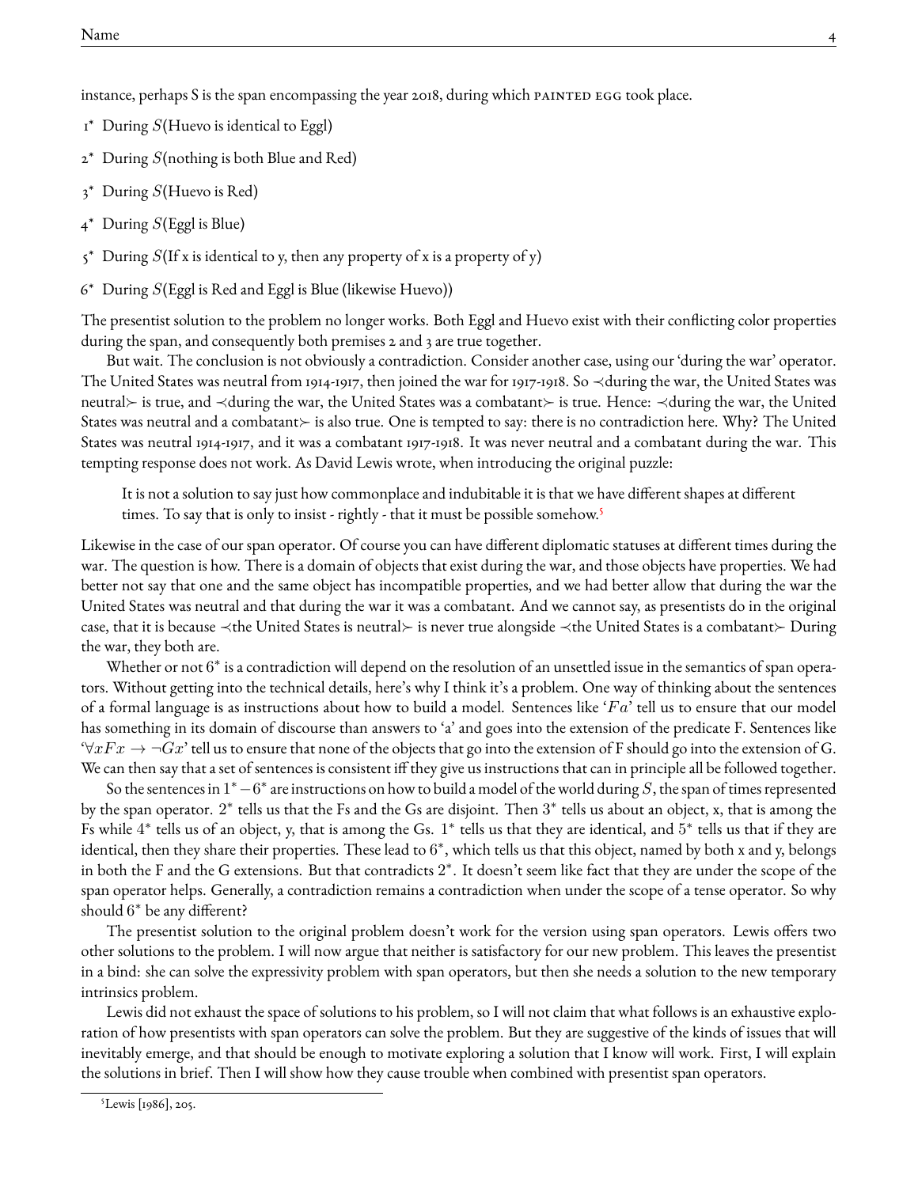instance, perhaps S is the span encompassing the year 2018, during which PAINTED EGG took place.

1* During $S$(Huevo is identical to Eggl)

2* During $S$(nothing is both Blue and Red)

3* During $S$(Huevo is Red)

4* During $S$(Eggl is Blue)

5* During $S$(If x is identical to y, then any property of x is a property of y)

6* During $S$(Eggl is Red and Eggl is Blue (likewise Huevo))

The presentist solution to the problem no longer works. Both Eggl and Huevo exist with their conflicting color properties during the span, and consequently both premises 2 and 3 are true together.

But wait. The conclusion is not obviously a contradiction. Consider another case, using our 'during the war' operator. The United States was neutral from 1914-1917, then joined the war for 1917-1918. So ≺during the war, the United States was neutral≻ is true, and ≺during the war, the United States was a combatant≻ is true. Hence: ≺during the war, the United States was neutral and a combatant≻ is also true. One is tempted to say: there is no contradiction here. Why? The United States was neutral 1914-1917, and it was a combatant 1917-1918. It was never neutral and a combatant during the war. This tempting response does not work. As David Lewis wrote, when introducing the original puzzle:

> It is not a solution to say just how commonplace and indubitable it is that we have different shapes at different times. To say that is only to insist - rightly - that it must be possible somehow.[5]

Likewise in the case of our span operator. Of course you can have different diplomatic statuses at different times during the war. The question is how. There is a domain of objects that exist during the war, and those objects have properties. We had better not say that one and the same object has incompatible properties, and we had better allow that during the war the United States was neutral and that during the war it was a combatant. And we cannot say, as presentists do in the original case, that it is because ≺the United States is neutral≻ is never true alongside ≺the United States is a combatant≻ During the war, they both are.

Whether or not $6^*$ is a contradiction will depend on the resolution of an unsettled issue in the semantics of span operators. Without getting into the technical details, here's why I think it's a problem. One way of thinking about the sentences of a formal language is as instructions about how to build a model. Sentences like '$Fa$' tell us to ensure that our model has something in its domain of discourse than answers to 'a' and goes into the extension of the predicate F. Sentences like '$\forall x Fx \rightarrow \neg Gx$' tell us to ensure that none of the objects that go into the extension of F should go into the extension of G. We can then say that a set of sentences is consistent iff they give us instructions that can in principle all be followed together.

So the sentences in $1^* - 6^*$ are instructions on how to build a model of the world during $S$, the span of times represented by the span operator. $2^*$ tells us that the Fs and the Gs are disjoint. Then $3^*$ tells us about an object, x, that is among the Fs while $4^*$ tells us of an object, y, that is among the Gs. $1^*$ tells us that they are identical, and $5^*$ tells us that if they are identical, then they share their properties. These lead to $6^*$, which tells us that this object, named by both x and y, belongs in both the F and the G extensions. But that contradicts $2^*$. It doesn't seem like fact that they are under the scope of the span operator helps. Generally, a contradiction remains a contradiction when under the scope of a tense operator. So why should $6^*$ be any different?

The presentist solution to the original problem doesn't work for the version using span operators. Lewis offers two other solutions to the problem. I will now argue that neither is satisfactory for our new problem. This leaves the presentist in a bind: she can solve the expressivity problem with span operators, but then she needs a solution to the new temporary intrinsics problem.

Lewis did not exhaust the space of solutions to his problem, so I will not claim that what follows is an exhaustive exploration of how presentists with span operators can solve the problem. But they are suggestive of the kinds of issues that will inevitably emerge, and that should be enough to motivate exploring a solution that I know will work. First, I will explain the solutions in brief. Then I will show how they cause trouble when combined with presentist span operators.

[5] Lewis [1986], 205.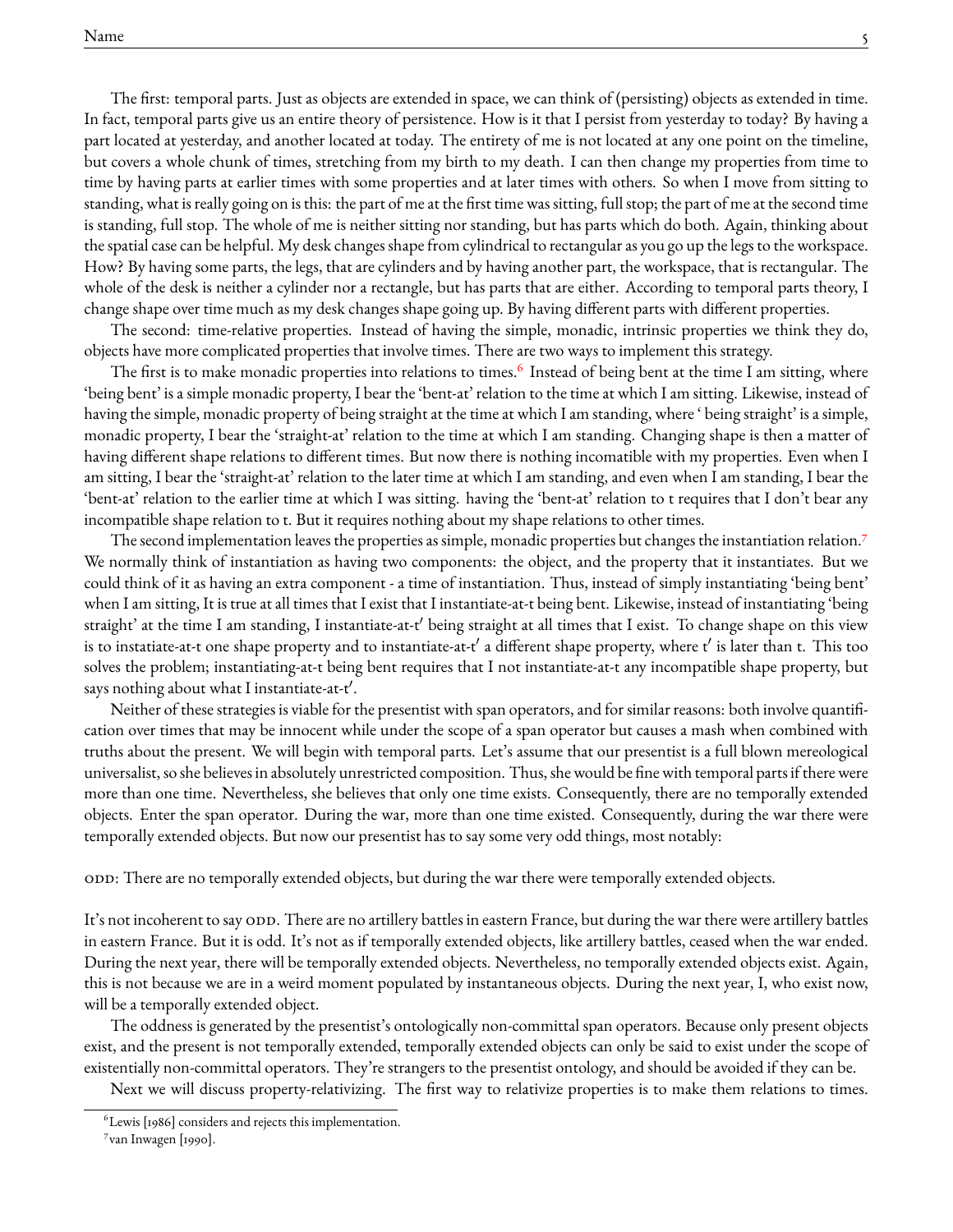The first: temporal parts. Just as objects are extended in space, we can think of (persisting) objects as extended in time. In fact, temporal parts give us an entire theory of persistence. How is it that I persist from yesterday to today? By having a part located at yesterday, and another located at today. The entirety of me is not located at any one point on the timeline, but covers a whole chunk of times, stretching from my birth to my death. I can then change my properties from time to time by having parts at earlier times with some properties and at later times with others. So when I move from sitting to standing, what is really going on is this: the part of me at the first time was sitting, full stop; the part of me at the second time is standing, full stop. The whole of me is neither sitting nor standing, but has parts which do both. Again, thinking about the spatial case can be helpful. My desk changes shape from cylindrical to rectangular as you go up the legs to the workspace. How? By having some parts, the legs, that are cylinders and by having another part, the workspace, that is rectangular. The whole of the desk is neither a cylinder nor a rectangle, but has parts that are either. According to temporal parts theory, I change shape over time much as my desk changes shape going up. By having different parts with different properties.

The second: time-relative properties. Instead of having the simple, monadic, intrinsic properties we think they do, objects have more complicated properties that involve times. There are two ways to implement this strategy.

The first is to make monadic properties into relations to times.[6] Instead of being bent at the time I am sitting, where 'being bent' is a simple monadic property, I bear the 'bent-at' relation to the time at which I am sitting. Likewise, instead of having the simple, monadic property of being straight at the time at which I am standing, where ' being straight' is a simple, monadic property, I bear the 'straight-at' relation to the time at which I am standing. Changing shape is then a matter of having different shape relations to different times. But now there is nothing incomatible with my properties. Even when I am sitting, I bear the 'straight-at' relation to the later time at which I am standing, and even when I am standing, I bear the 'bent-at' relation to the earlier time at which I was sitting. having the 'bent-at' relation to t requires that I don't bear any incompatible shape relation to t. But it requires nothing about my shape relations to other times.

The second implementation leaves the properties as simple, monadic properties but changes the instantiation relation.[7] We normally think of instantiation as having two components: the object, and the property that it instantiates. But we could think of it as having an extra component - a time of instantiation. Thus, instead of simply instantiating 'being bent' when I am sitting, It is true at all times that I exist that I instantiate-at-t being bent. Likewise, instead of instantiating 'being straight' at the time I am standing, I instantiate-at-t′ being straight at all times that I exist. To change shape on this view is to instatiate-at-t one shape property and to instantiate-at-t′ a different shape property, where t′ is later than t. This too solves the problem; instantiating-at-t being bent requires that I not instantiate-at-t any incompatible shape property, but says nothing about what I instantiate-at-t′.

Neither of these strategies is viable for the presentist with span operators, and for similar reasons: both involve quantification over times that may be innocent while under the scope of a span operator but causes a mash when combined with truths about the present. We will begin with temporal parts. Let's assume that our presentist is a full blown mereological universalist, so she believes in absolutely unrestricted composition. Thus, she would be fine with temporal parts if there were more than one time. Nevertheless, she believes that only one time exists. Consequently, there are no temporally extended objects. Enter the span operator. During the war, more than one time existed. Consequently, during the war there were temporally extended objects. But now our presentist has to say some very odd things, most notably:

ODD: There are no temporally extended objects, but during the war there were temporally extended objects.

It's not incoherent to say ODD. There are no artillery battles in eastern France, but during the war there were artillery battles in eastern France. But it is odd. It's not as if temporally extended objects, like artillery battles, ceased when the war ended. During the next year, there will be temporally extended objects. Nevertheless, no temporally extended objects exist. Again, this is not because we are in a weird moment populated by instantaneous objects. During the next year, I, who exist now, will be a temporally extended object.

The oddness is generated by the presentist's ontologically non-committal span operators. Because only present objects exist, and the present is not temporally extended, temporally extended objects can only be said to exist under the scope of existentially non-committal operators. They're strangers to the presentist ontology, and should be avoided if they can be.

Next we will discuss property-relativizing. The first way to relativize properties is to make them relations to times.

[6] Lewis [1986] considers and rejects this implementation.

[7] van Inwagen [1990].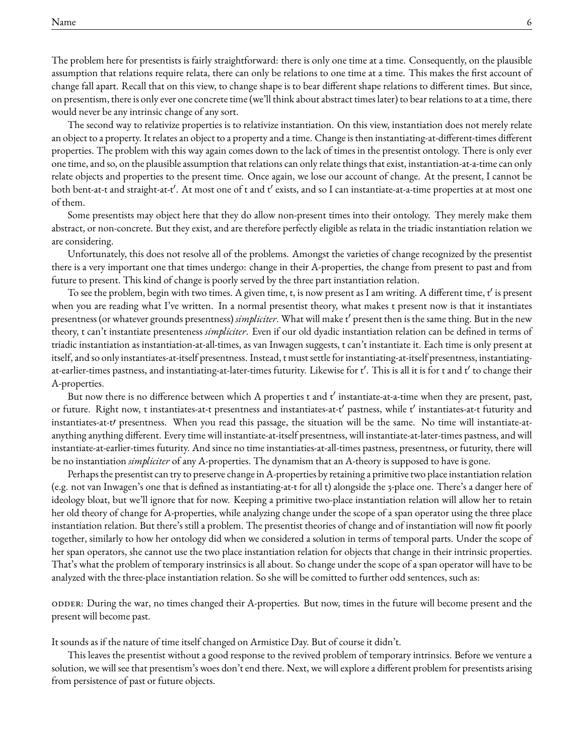The problem here for presentists is fairly straightforward: there is only one time at a time. Consequently, on the plausible assumption that relations require relata, there can only be relations to one time at a time. This makes the first account of change fall apart. Recall that on this view, to change shape is to bear different shape relations to different times. But since, on presentism, there is only ever one concrete time (we'll think about abstract times later) to bear relations to at a time, there would never be any intrinsic change of any sort.

The second way to relativize properties is to relativize instantiation. On this view, instantiation does not merely relate an object to a property. It relates an object to a property and a time. Change is then instantiating-at-different-times different properties. The problem with this way again comes down to the lack of times in the presentist ontology. There is only ever one time, and so, on the plausible assumption that relations can only relate things that exist, instantiation-at-a-time can only relate objects and properties to the present time. Once again, we lose our account of change. At the present, I cannot be both bent-at-t and straight-at-t′. At most one of t and t′ exists, and so I can instantiate-at-a-time properties at at most one of them.

Some presentists may object here that they do allow non-present times into their ontology. They merely make them abstract, or non-concrete. But they exist, and are therefore perfectly eligible as relata in the triadic instantiation relation we are considering.

Unfortunately, this does not resolve all of the problems. Amongst the varieties of change recognized by the presentist there is a very important one that times undergo: change in their A-properties, the change from present to past and from future to present. This kind of change is poorly served by the three part instantiation relation.

To see the problem, begin with two times. A given time, t, is now present as I am writing. A different time, t′ is present when you are reading what I've written. In a normal presentist theory, what makes t present now is that it instantiates presentness (or whatever grounds presentness) *simpliciter*. What will make t′ present then is the same thing. But in the new theory, t can't instantiate presenteness *simpliciter*. Even if our old dyadic instantiation relation can be defined in terms of triadic instantiation as instantiation-at-all-times, as van Inwagen suggests, t can't instantiate it. Each time is only present at itself, and so only instantiates-at-itself presentness. Instead, t must settle for instantiating-at-itself presentness, instantiating-at-earlier-times pastness, and instantiating-at-later-times futurity. Likewise for t′. This is all it is for t and t′ to change their A-properties.

But now there is no difference between which A properties t and t′ instantiate-at-a-time when they are present, past, or future. Right now, t instantiates-at-t presentness and instantiates-at-t′ pastness, while t′ instantiates-at-t futurity and instantiates-at-t′ presentness. When you read this passage, the situation will be the same. No time will instantiate-at-anything anything different. Every time will instantiate-at-itself presentness, will instantiate-at-later-times pastness, and will instantiate-at-earlier-times futurity. And since no time instantiaties-at-all-times pastness, presentness, or futurity, there will be no instantiation *simpliciter* of any A-properties. The dynamism that an A-theory is supposed to have is gone.

Perhaps the presentist can try to preserve change in A-properties by retaining a primitive two place instantiation relation (e.g. not van Inwagen's one that is defined as instantiating-at-t for all t) alongside the 3-place one. There's a danger here of ideology bloat, but we'll ignore that for now. Keeping a primitive two-place instantiation relation will allow her to retain her old theory of change for A-properties, while analyzing change under the scope of a span operator using the three place instantiation relation. But there's still a problem. The presentist theories of change and of instantiation will now fit poorly together, similarly to how her ontology did when we considered a solution in terms of temporal parts. Under the scope of her span operators, she cannot use the two place instantiation relation for objects that change in their intrinsic properties. That's what the problem of temporary instrinsics is all about. So change under the scope of a span operator will have to be analyzed with the three-place instantiation relation. So she will be comitted to further odd sentences, such as:

ODDER: During the war, no times changed their A-properties. But now, times in the future will become present and the present will become past.

It sounds as if the nature of time itself changed on Armistice Day. But of course it didn't.

This leaves the presentist without a good response to the revived problem of temporary intrinsics. Before we venture a solution, we will see that presentism's woes don't end there. Next, we will explore a different problem for presentists arising from persistence of past or future objects.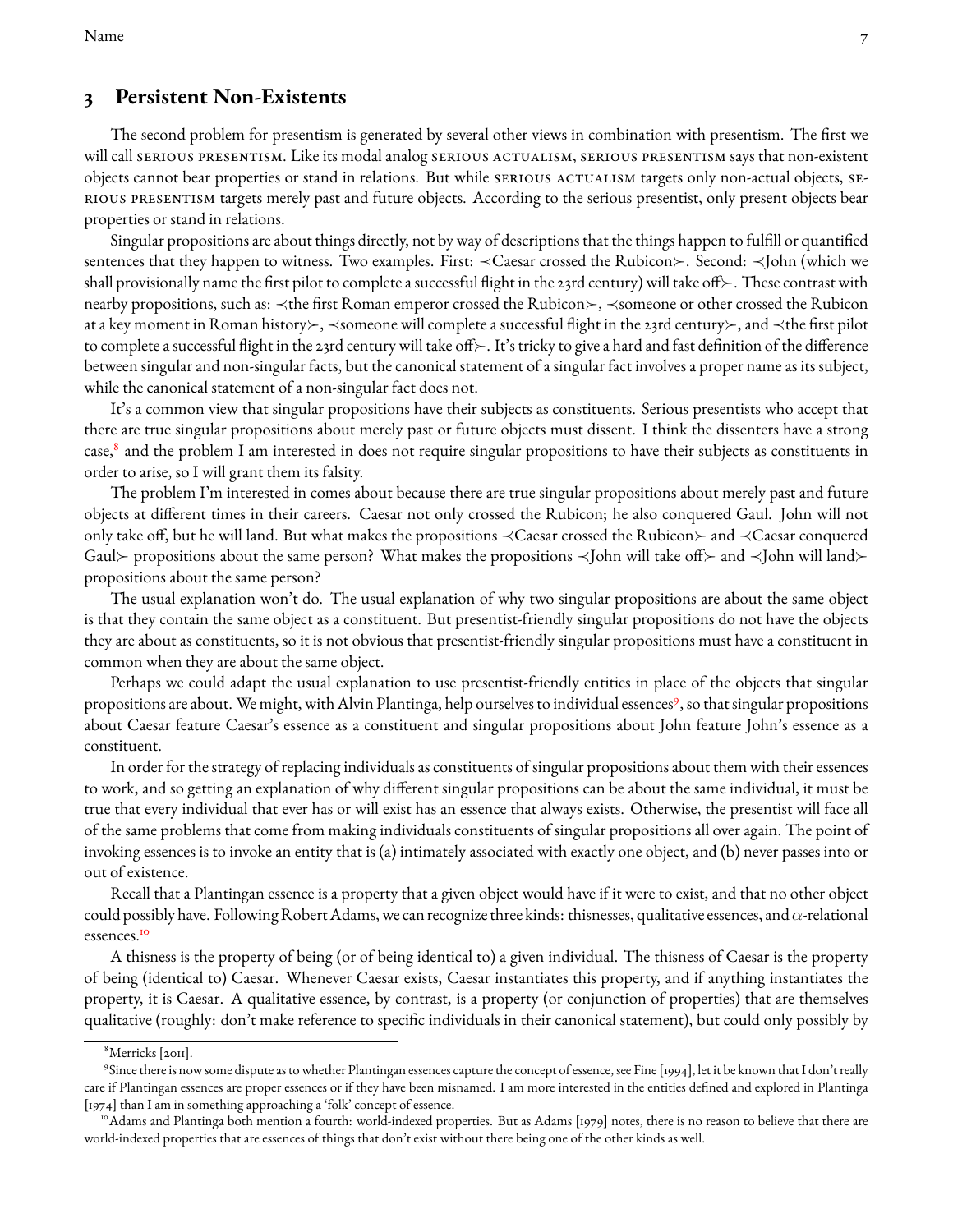## 3 Persistent Non-Existents

The second problem for presentism is generated by several other views in combination with presentism. The first we will call SERIOUS PRESENTISM. Like its modal analog SERIOUS ACTUALISM, SERIOUS PRESENTISM says that non-existent objects cannot bear properties or stand in relations. But while SERIOUS ACTUALISM targets only non-actual objects, SERIOUS PRESENTISM targets merely past and future objects. According to the serious presentist, only present objects bear properties or stand in relations.

Singular propositions are about things directly, not by way of descriptions that the things happen to fulfill or quantified sentences that they happen to witness. Two examples. First: ≺Caesar crossed the Rubicon≻. Second: ≺John (which we shall provisionally name the first pilot to complete a successful flight in the 23rd century) will take off≻. These contrast with nearby propositions, such as: ≺the first Roman emperor crossed the Rubicon≻, ≺someone or other crossed the Rubicon at a key moment in Roman history≻, ≺someone will complete a successful flight in the 23rd century≻, and ≺the first pilot to complete a successful flight in the 23rd century will take off≻. It's tricky to give a hard and fast definition of the difference between singular and non-singular facts, but the canonical statement of a singular fact involves a proper name as its subject, while the canonical statement of a non-singular fact does not.

It's a common view that singular propositions have their subjects as constituents. Serious presentists who accept that there are true singular propositions about merely past or future objects must dissent. I think the dissenters have a strong case,[8] and the problem I am interested in does not require singular propositions to have their subjects as constituents in order to arise, so I will grant them its falsity.

The problem I'm interested in comes about because there are true singular propositions about merely past and future objects at different times in their careers. Caesar not only crossed the Rubicon; he also conquered Gaul. John will not only take off, but he will land. But what makes the propositions ≺Caesar crossed the Rubicon≻ and ≺Caesar conquered Gaul≻ propositions about the same person? What makes the propositions ≺John will take off≻ and ≺John will land≻ propositions about the same person?

The usual explanation won't do. The usual explanation of why two singular propositions are about the same object is that they contain the same object as a constituent. But presentist-friendly singular propositions do not have the objects they are about as constituents, so it is not obvious that presentist-friendly singular propositions must have a constituent in common when they are about the same object.

Perhaps we could adapt the usual explanation to use presentist-friendly entities in place of the objects that singular propositions are about. We might, with Alvin Plantinga, help ourselves to individual essences[9], so that singular propositions about Caesar feature Caesar's essence as a constituent and singular propositions about John feature John's essence as a constituent.

In order for the strategy of replacing individuals as constituents of singular propositions about them with their essences to work, and so getting an explanation of why different singular propositions can be about the same individual, it must be true that every individual that ever has or will exist has an essence that always exists. Otherwise, the presentist will face all of the same problems that come from making individuals constituents of singular propositions all over again. The point of invoking essences is to invoke an entity that is (a) intimately associated with exactly one object, and (b) never passes into or out of existence.

Recall that a Plantingan essence is a property that a given object would have if it were to exist, and that no other object could possibly have. Following Robert Adams, we can recognize three kinds: thisnesses, qualitative essences, and $\alpha$-relational essences.[10]

A thisness is the property of being (or of being identical to) a given individual. The thisness of Caesar is the property of being (identical to) Caesar. Whenever Caesar exists, Caesar instantiates this property, and if anything instantiates the property, it is Caesar. A qualitative essence, by contrast, is a property (or conjunction of properties) that are themselves qualitative (roughly: don't make reference to specific individuals in their canonical statement), but could only possibly by

[8] Merricks [2011].

[9] Since there is now some dispute as to whether Plantingan essences capture the concept of essence, see Fine [1994], let it be known that I don't really care if Plantingan essences are proper essences or if they have been misnamed. I am more interested in the entities defined and explored in Plantinga [1974] than I am in something approaching a 'folk' concept of essence.

[10] Adams and Plantinga both mention a fourth: world-indexed properties. But as Adams [1979] notes, there is no reason to believe that there are world-indexed properties that are essences of things that don't exist without there being one of the other kinds as well.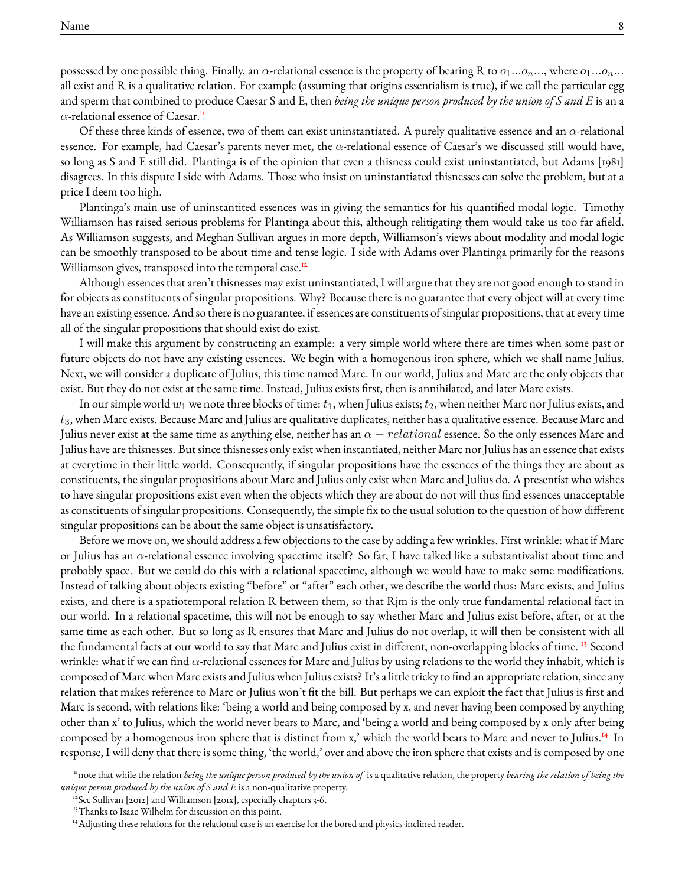possessed by one possible thing. Finally, an $\alpha$-relational essence is the property of bearing R to $o_1...o_n...$, where $o_1...o_n...$ all exist and R is a qualitative relation. For example (assuming that origins essentialism is true), if we call the particular egg and sperm that combined to produce Caesar S and E, then *being the unique person produced by the union of S and E* is an $\alpha$-relational essence of Caesar.[11]

Of these three kinds of essence, two of them can exist uninstantiated. A purely qualitative essence and an $\alpha$-relational essence. For example, had Caesar's parents never met, the $\alpha$-relational essence of Caesar's we discussed still would have, so long as S and E still did. Plantinga is of the opinion that even a thisness could exist uninstantiated, but Adams [1981] disagrees. In this dispute I side with Adams. Those who insist on uninstantiated thisnesses can solve the problem, but at a price I deem too high.

Plantinga's main use of uninstantited essences was in giving the semantics for his quantified modal logic. Timothy Williamson has raised serious problems for Plantinga about this, although relitigating them would take us too far afield. As Williamson suggests, and Meghan Sullivan argues in more depth, Williamson's views about modality and modal logic can be smoothly transposed to be about time and tense logic. I side with Adams over Plantinga primarily for the reasons Williamson gives, transposed into the temporal case.[12]

Although essences that aren't thisnesses may exist uninstantiated, I will argue that they are not good enough to stand in for objects as constituents of singular propositions. Why? Because there is no guarantee that every object will at every time have an existing essence. And so there is no guarantee, if essences are constituents of singular propositions, that at every time all of the singular propositions that should exist do exist.

I will make this argument by constructing an example: a very simple world where there are times when some past or future objects do not have any existing essences. We begin with a homogenous iron sphere, which we shall name Julius. Next, we will consider a duplicate of Julius, this time named Marc. In our world, Julius and Marc are the only objects that exist. But they do not exist at the same time. Instead, Julius exists first, then is annihilated, and later Marc exists.

In our simple world $w_1$ we note three blocks of time: $t_1$, when Julius exists; $t_2$, when neither Marc nor Julius exists, and $t_3$, when Marc exists. Because Marc and Julius are qualitative duplicates, neither has a qualitative essence. Because Marc and Julius never exist at the same time as anything else, neither has an $\alpha - relational$ essence. So the only essences Marc and Julius have are thisnesses. But since thisnesses only exist when instantiated, neither Marc nor Julius has an essence that exists at everytime in their little world. Consequently, if singular propositions have the essences of the things they are about as constituents, the singular propositions about Marc and Julius only exist when Marc and Julius do. A presentist who wishes to have singular propositions exist even when the objects which they are about do not will thus find essences unacceptable as constituents of singular propositions. Consequently, the simple fix to the usual solution to the question of how different singular propositions can be about the same object is unsatisfactory.

Before we move on, we should address a few objections to the case by adding a few wrinkles. First wrinkle: what if Marc or Julius has an $\alpha$-relational essence involving spacetime itself? So far, I have talked like a substantivalist about time and probably space. But we could do this with a relational spacetime, although we would have to make some modifications. Instead of talking about objects existing "before" or "after" each other, we describe the world thus: Marc exists, and Julius exists, and there is a spatiotemporal relation R between them, so that Rjm is the only true fundamental relational fact in our world. In a relational spacetime, this will not be enough to say whether Marc and Julius exist before, after, or at the same time as each other. But so long as R ensures that Marc and Julius do not overlap, it will then be consistent with all the fundamental facts at our world to say that Marc and Julius exist in different, non-overlapping blocks of time. [13] Second wrinkle: what if we can find $\alpha$-relational essences for Marc and Julius by using relations to the world they inhabit, which is composed of Marc when Marc exists and Julius when Julius exists? It's a little tricky to find an appropriate relation, since any relation that makes reference to Marc or Julius won't fit the bill. But perhaps we can exploit the fact that Julius is first and Marc is second, with relations like: 'being a world and being composed by x, and never having been composed by anything other than x' to Julius, which the world never bears to Marc, and 'being a world and being composed by x only after being composed by a homogenous iron sphere that is distinct from x,' which the world bears to Marc and never to Julius.[14] In response, I will deny that there is some thing, 'the world,' over and above the iron sphere that exists and is composed by one

[11] note that while the relation *being the unique person produced by the union of* is a qualitative relation, the property *bearing the relation of being the unique person produced by the union of S and E* is a non-qualitative property.

[12] See Sullivan [2012] and Williamson [201x], especially chapters 3-6.

[13] Thanks to Isaac Wilhelm for discussion on this point.

[14] Adjusting these relations for the relational case is an exercise for the bored and physics-inclined reader.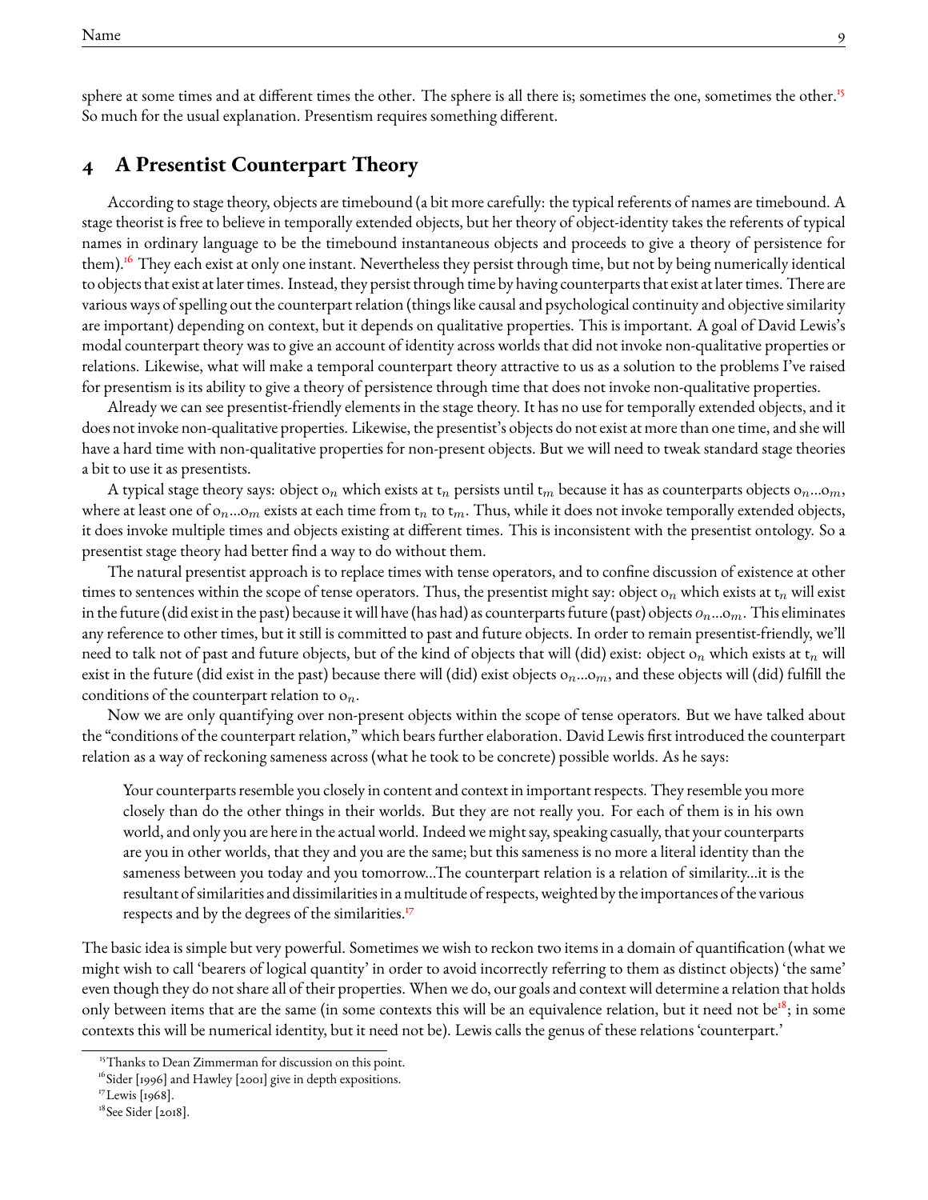sphere at some times and at different times the other. The sphere is all there is; sometimes the one, sometimes the other.[15] So much for the usual explanation. Presentism requires something different.

## 4 A Presentist Counterpart Theory

According to stage theory, objects are timebound (a bit more carefully: the typical referents of names are timebound. A stage theorist is free to believe in temporally extended objects, but her theory of object-identity takes the referents of typical names in ordinary language to be the timebound instantaneous objects and proceeds to give a theory of persistence for them).[16] They each exist at only one instant. Nevertheless they persist through time, but not by being numerically identical to objects that exist at later times. Instead, they persist through time by having counterparts that exist at later times. There are various ways of spelling out the counterpart relation (things like causal and psychological continuity and objective similarity are important) depending on context, but it depends on qualitative properties. This is important. A goal of David Lewis's modal counterpart theory was to give an account of identity across worlds that did not invoke non-qualitative properties or relations. Likewise, what will make a temporal counterpart theory attractive to us as a solution to the problems I've raised for presentism is its ability to give a theory of persistence through time that does not invoke non-qualitative properties.

Already we can see presentist-friendly elements in the stage theory. It has no use for temporally extended objects, and it does not invoke non-qualitative properties. Likewise, the presentist's objects do not exist at more than one time, and she will have a hard time with non-qualitative properties for non-present objects. But we will need to tweak standard stage theories a bit to use it as presentists.

A typical stage theory says: object $o_n$ which exists at $t_n$ persists until $t_m$ because it has as counterparts objects $o_n ... o_m$, where at least one of $o_n ... o_m$ exists at each time from $t_n$ to $t_m$. Thus, while it does not invoke temporally extended objects, it does invoke multiple times and objects existing at different times. This is inconsistent with the presentist ontology. So a presentist stage theory had better find a way to do without them.

The natural presentist approach is to replace times with tense operators, and to confine discussion of existence at other times to sentences within the scope of tense operators. Thus, the presentist might say: object $o_n$ which exists at $t_n$ will exist in the future (did exist in the past) because it will have (has had) as counterparts future (past) objects $o_n ... o_m$. This eliminates any reference to other times, but it still is committed to past and future objects. In order to remain presentist-friendly, we'll need to talk not of past and future objects, but of the kind of objects that will (did) exist: object $o_n$ which exists at $t_n$ will exist in the future (did exist in the past) because there will (did) exist objects $o_n ... o_m$, and these objects will (did) fulfill the conditions of the counterpart relation to $o_n$.

Now we are only quantifying over non-present objects within the scope of tense operators. But we have talked about the "conditions of the counterpart relation," which bears further elaboration. David Lewis first introduced the counterpart relation as a way of reckoning sameness across (what he took to be concrete) possible worlds. As he says:

> Your counterparts resemble you closely in content and context in important respects. They resemble you more closely than do the other things in their worlds. But they are not really you. For each of them is in his own world, and only you are here in the actual world. Indeed we might say, speaking casually, that your counterparts are you in other worlds, that they and you are the same; but this sameness is no more a literal identity than the sameness between you today and you tomorrow...The counterpart relation is a relation of similarity...it is the resultant of similarities and dissimilarities in a multitude of respects, weighted by the importances of the various respects and by the degrees of the similarities.[17]

The basic idea is simple but very powerful. Sometimes we wish to reckon two items in a domain of quantification (what we might wish to call 'bearers of logical quantity' in order to avoid incorrectly referring to them as distinct objects) 'the same' even though they do not share all of their properties. When we do, our goals and context will determine a relation that holds only between items that are the same (in some contexts this will be an equivalence relation, but it need not be[18]; in some contexts this will be numerical identity, but it need not be). Lewis calls the genus of these relations 'counterpart.'

---

[15] Thanks to Dean Zimmerman for discussion on this point.

[16] Sider [1996] and Hawley [2001] give in depth expositions.

[17] Lewis [1968].

[18] See Sider [2018].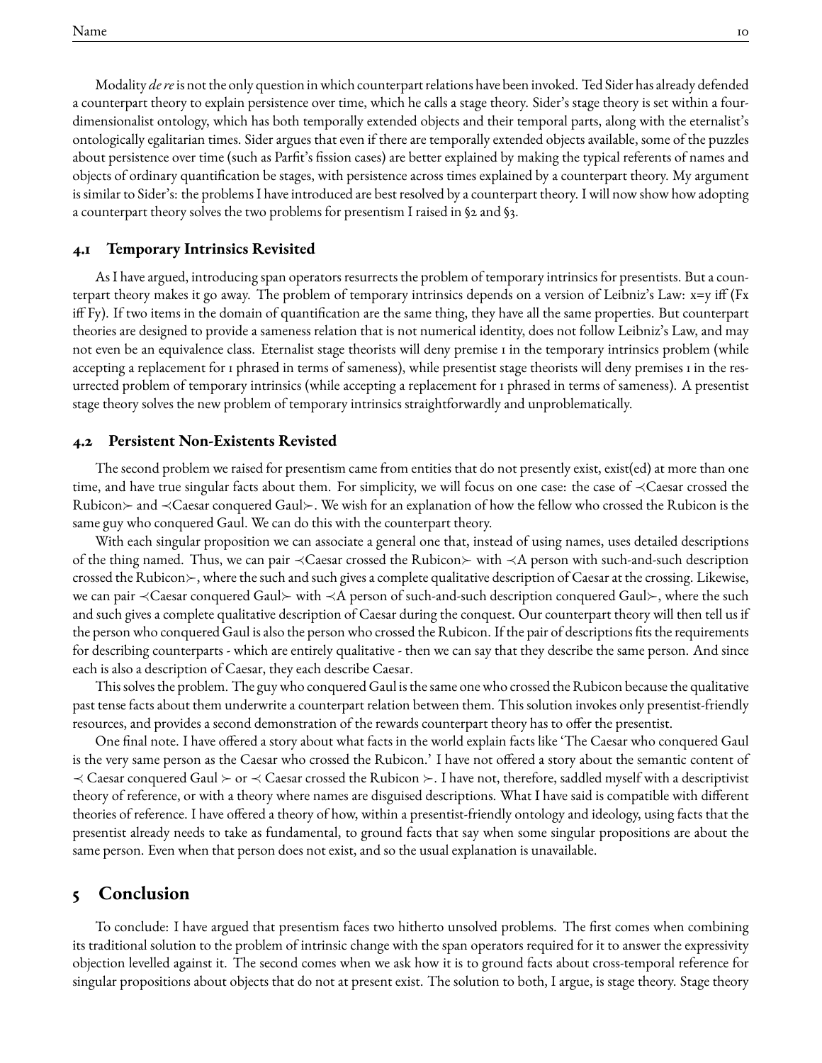Modality *de re* is not the only question in which counterpart relations have been invoked. Ted Sider has already defended a counterpart theory to explain persistence over time, which he calls a stage theory. Sider's stage theory is set within a four-dimensionalist ontology, which has both temporally extended objects and their temporal parts, along with the eternalist's ontologically egalitarian times. Sider argues that even if there are temporally extended objects available, some of the puzzles about persistence over time (such as Parfit's fission cases) are better explained by making the typical referents of names and objects of ordinary quantification be stages, with persistence across times explained by a counterpart theory. My argument is similar to Sider's: the problems I have introduced are best resolved by a counterpart theory. I will now show how adopting a counterpart theory solves the two problems for presentism I raised in §2 and §3.

### 4.1 Temporary Intrinsics Revisited

As I have argued, introducing span operators resurrects the problem of temporary intrinsics for presentists. But a counterpart theory makes it go away. The problem of temporary intrinsics depends on a version of Leibniz's Law: x=y iff (Fx iff Fy). If two items in the domain of quantification are the same thing, they have all the same properties. But counterpart theories are designed to provide a sameness relation that is not numerical identity, does not follow Leibniz's Law, and may not even be an equivalence class. Eternalist stage theorists will deny premise 1 in the temporary intrinsics problem (while accepting a replacement for 1 phrased in terms of sameness), while presentist stage theorists will deny premises 1 in the resurrected problem of temporary intrinsics (while accepting a replacement for 1 phrased in terms of sameness). A presentist stage theory solves the new problem of temporary intrinsics straightforwardly and unproblematically.

### 4.2 Persistent Non-Existents Revisted

The second problem we raised for presentism came from entities that do not presently exist, exist(ed) at more than one time, and have true singular facts about them. For simplicity, we will focus on one case: the case of ≺Caesar crossed the Rubicon≻ and ≺Caesar conquered Gaul≻. We wish for an explanation of how the fellow who crossed the Rubicon is the same guy who conquered Gaul. We can do this with the counterpart theory.

With each singular proposition we can associate a general one that, instead of using names, uses detailed descriptions of the thing named. Thus, we can pair ≺Caesar crossed the Rubicon≻ with ≺A person with such-and-such description crossed the Rubicon≻, where the such and such gives a complete qualitative description of Caesar at the crossing. Likewise, we can pair ≺Caesar conquered Gaul≻ with ≺A person of such-and-such description conquered Gaul≻, where the such and such gives a complete qualitative description of Caesar during the conquest. Our counterpart theory will then tell us if the person who conquered Gaul is also the person who crossed the Rubicon. If the pair of descriptions fits the requirements for describing counterparts - which are entirely qualitative - then we can say that they describe the same person. And since each is also a description of Caesar, they each describe Caesar.

This solves the problem. The guy who conquered Gaul is the same one who crossed the Rubicon because the qualitative past tense facts about them underwrite a counterpart relation between them. This solution invokes only presentist-friendly resources, and provides a second demonstration of the rewards counterpart theory has to offer the presentist.

One final note. I have offered a story about what facts in the world explain facts like 'The Caesar who conquered Gaul is the very same person as the Caesar who crossed the Rubicon.' I have not offered a story about the semantic content of ≺ Caesar conquered Gaul ≻ or ≺ Caesar crossed the Rubicon ≻. I have not, therefore, saddled myself with a descriptivist theory of reference, or with a theory where names are disguised descriptions. What I have said is compatible with different theories of reference. I have offered a theory of how, within a presentist-friendly ontology and ideology, using facts that the presentist already needs to take as fundamental, to ground facts that say when some singular propositions are about the same person. Even when that person does not exist, and so the usual explanation is unavailable.

## 5 Conclusion

To conclude: I have argued that presentism faces two hitherto unsolved problems. The first comes when combining its traditional solution to the problem of intrinsic change with the span operators required for it to answer the expressivity objection levelled against it. The second comes when we ask how it is to ground facts about cross-temporal reference for singular propositions about objects that do not at present exist. The solution to both, I argue, is stage theory. Stage theory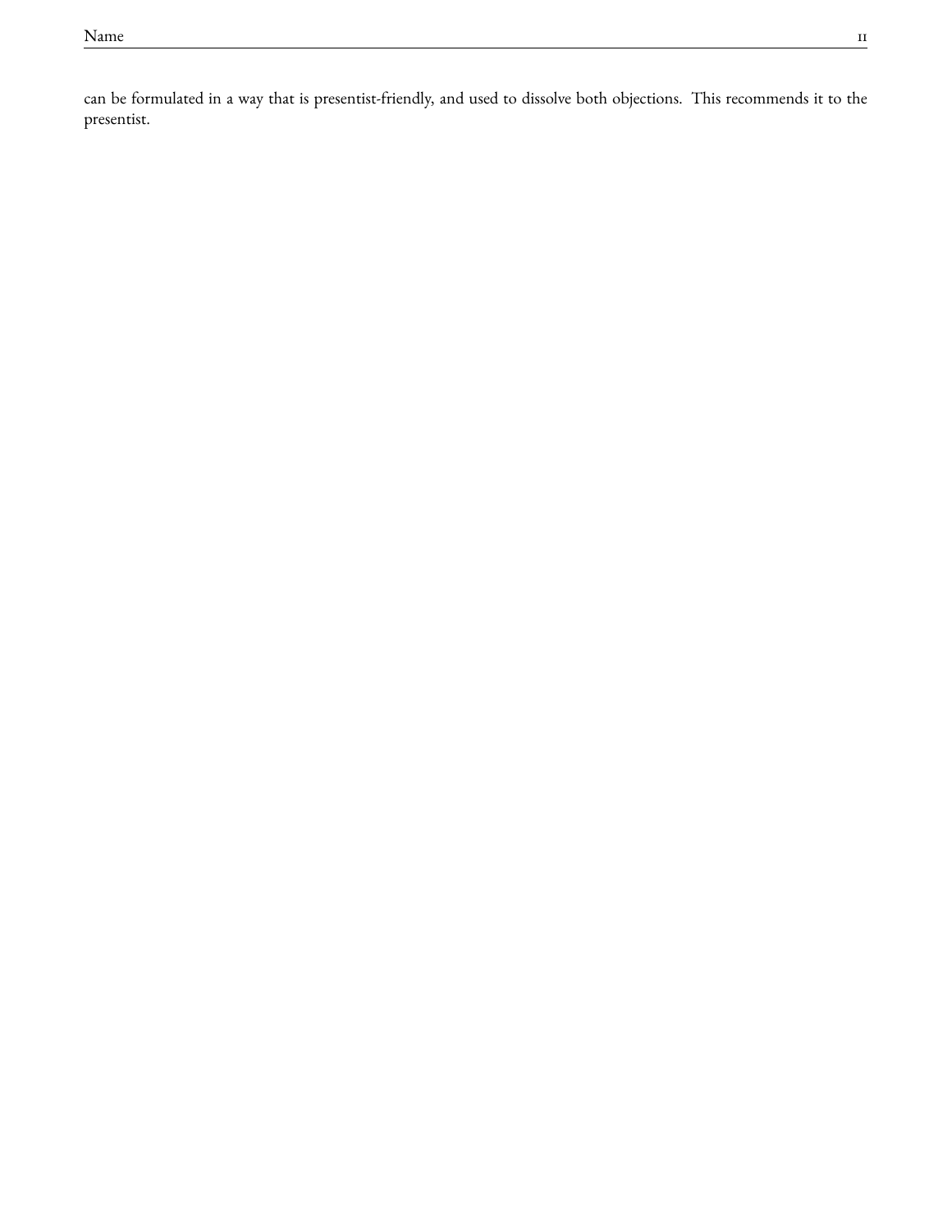can be formulated in a way that is presentist-friendly, and used to dissolve both objections. This recommends it to the presentist.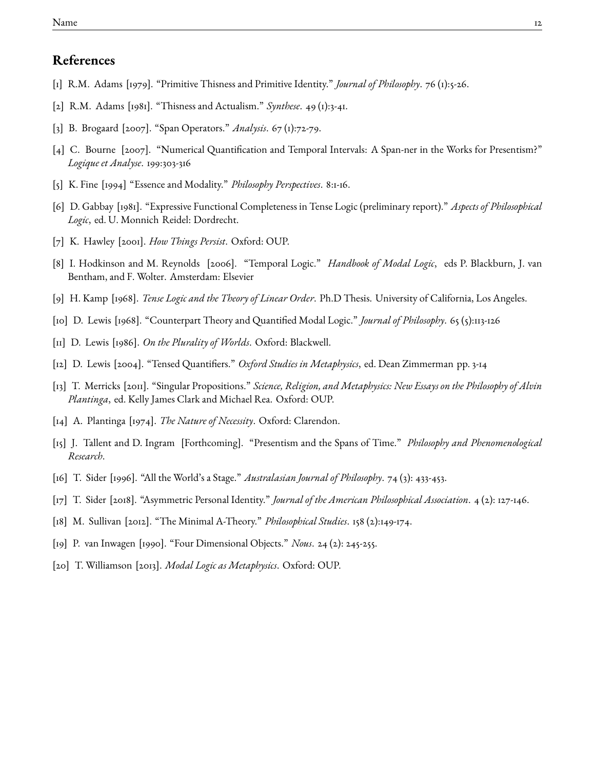## References

[1] R.M. Adams [1979]. "Primitive Thisness and Primitive Identity." *Journal of Philosophy*. 76 (1):5-26.

[2] R.M. Adams [1981]. "Thisness and Actualism." *Synthese*. 49 (1):3-41.

[3] B. Brogaard [2007]. "Span Operators." *Analysis*. 67 (1):72-79.

[4] C. Bourne [2007]. "Numerical Quantification and Temporal Intervals: A Span-ner in the Works for Presentism?" *Logique et Analyse*. 199:303-316

[5] K. Fine [1994] "Essence and Modality." *Philosophy Perspectives*. 8:1-16.

[6] D. Gabbay [1981]. "Expressive Functional Completeness in Tense Logic (preliminary report)." *Aspects of Philosophical Logic*, ed. U. Monnich Reidel: Dordrecht.

[7] K. Hawley [2001]. *How Things Persist*. Oxford: OUP.

[8] I. Hodkinson and M. Reynolds [2006]. "Temporal Logic." *Handbook of Modal Logic*, eds P. Blackburn, J. van Bentham, and F. Wolter. Amsterdam: Elsevier

[9] H. Kamp [1968]. *Tense Logic and the Theory of Linear Order*. Ph.D Thesis. University of California, Los Angeles.

[10] D. Lewis [1968]. "Counterpart Theory and Quantified Modal Logic." *Journal of Philosophy*. 65 (5):113-126

[11] D. Lewis [1986]. *On the Plurality of Worlds*. Oxford: Blackwell.

[12] D. Lewis [2004]. "Tensed Quantifiers." *Oxford Studies in Metaphysics*, ed. Dean Zimmerman pp. 3-14

[13] T. Merricks [2011]. "Singular Propositions." *Science, Religion, and Metaphysics: New Essays on the Philosophy of Alvin Plantinga*, ed. Kelly James Clark and Michael Rea. Oxford: OUP.

[14] A. Plantinga [1974]. *The Nature of Necessity*. Oxford: Clarendon.

[15] J. Tallent and D. Ingram [Forthcoming]. "Presentism and the Spans of Time." *Philosophy and Phenomenological Research*.

[16] T. Sider [1996]. "All the World's a Stage." *Australasian Journal of Philosophy*. 74 (3): 433-453.

[17] T. Sider [2018]. "Asymmetric Personal Identity." *Journal of the American Philosophical Association*. 4 (2): 127-146.

[18] M. Sullivan [2012]. "The Minimal A-Theory." *Philosophical Studies*. 158 (2):149-174.

[19] P. van Inwagen [1990]. "Four Dimensional Objects." *Nous*. 24 (2): 245-255.

[20] T. Williamson [2013]. *Modal Logic as Metaphysics*. Oxford: OUP.